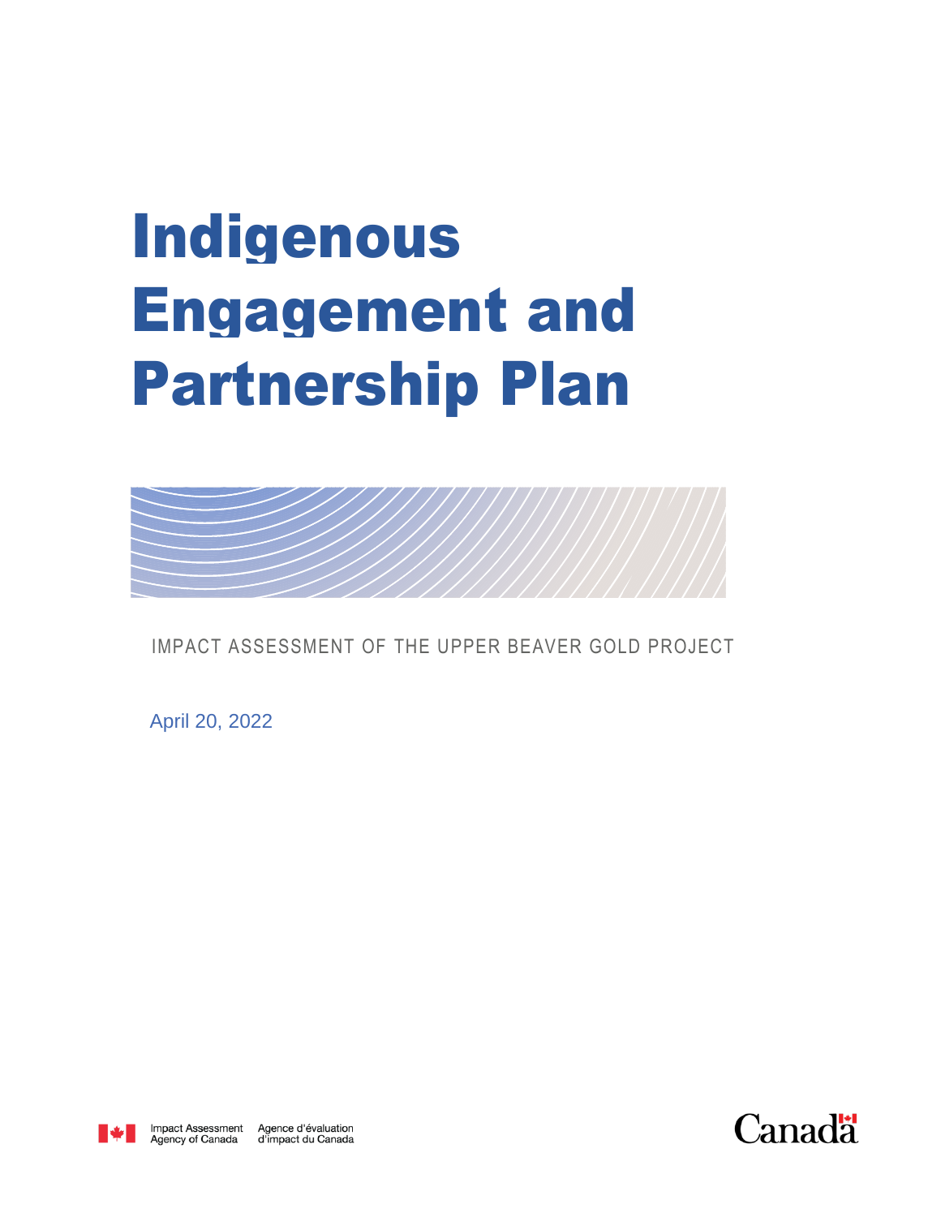# Indigenous Engagement and Partnership Plan

IMPACT ASSESSMENT OF THE UPPER BEAVER GOLD PROJECT

April 20, 2022

Impact Assessment Agency of Canada | Agence d'évaluation d'impact du Canada

Canada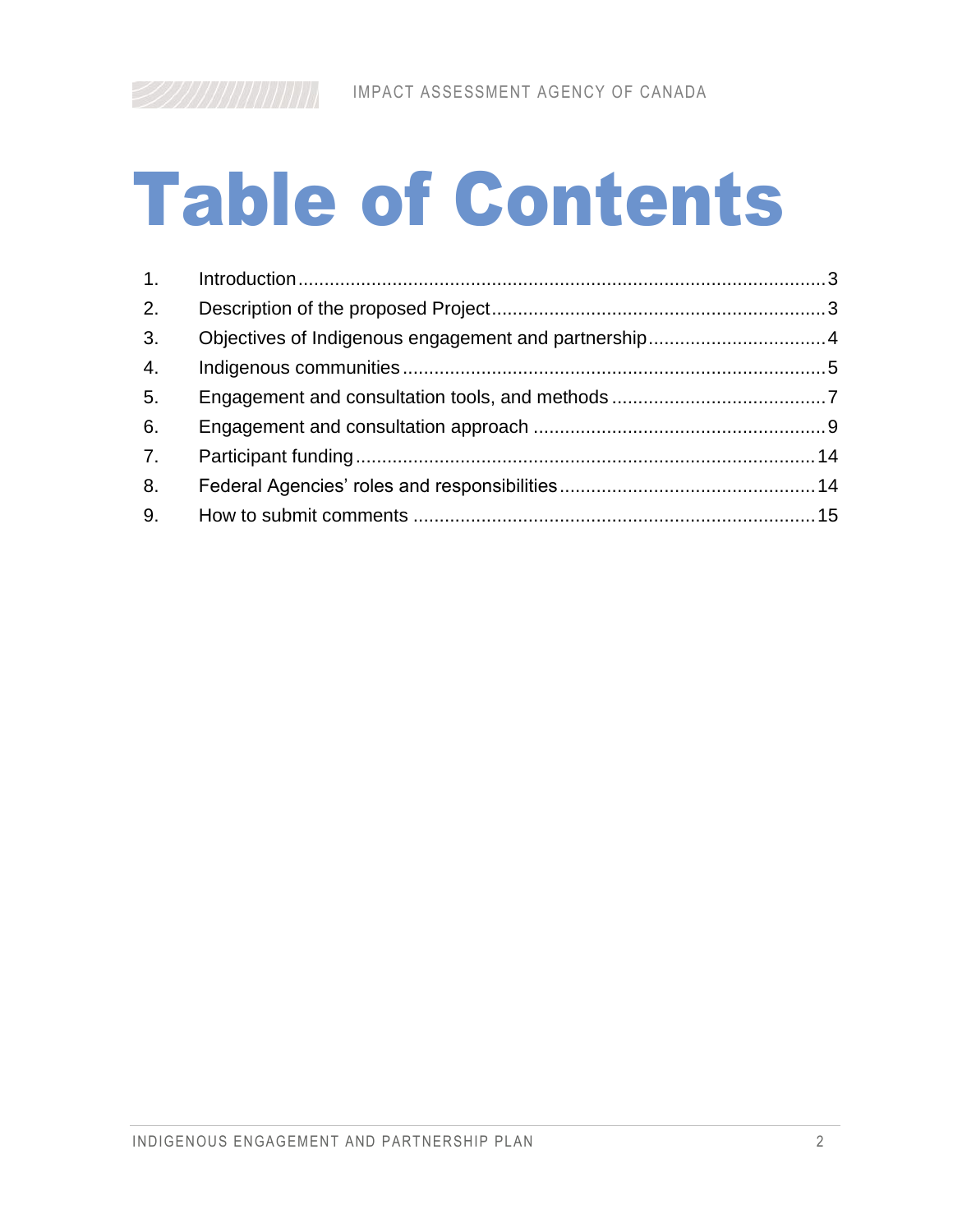# Table of Contents

1. Introduction ........................................................................................................ 3
2. Description of the proposed Project ................................................................. 3
3. Objectives of Indigenous engagement and partnership ..................................... 4
4. Indigenous communities ..................................................................................... 5
5. Engagement and consultation tools, and methods ............................................ 7
6. Engagement and consultation approach ............................................................ 9
7. Participant funding ............................................................................................ 14
8. Federal Agencies' roles and responsibilities ..................................................... 14
9. How to submit comments .................................................................................. 15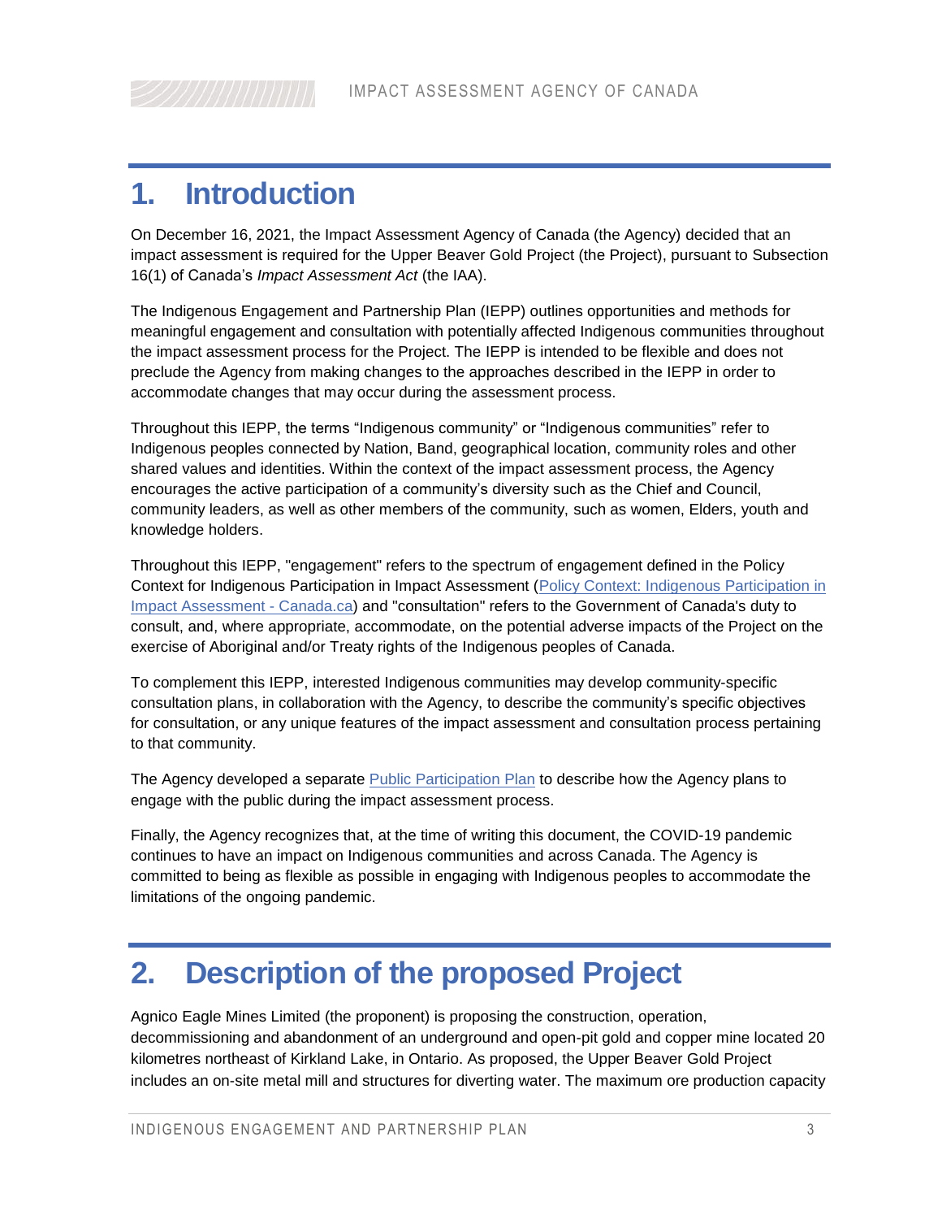# 1. Introduction

On December 16, 2021, the Impact Assessment Agency of Canada (the Agency) decided that an impact assessment is required for the Upper Beaver Gold Project (the Project), pursuant to Subsection 16(1) of Canada's *Impact Assessment Act* (the IAA).

The Indigenous Engagement and Partnership Plan (IEPP) outlines opportunities and methods for meaningful engagement and consultation with potentially affected Indigenous communities throughout the impact assessment process for the Project. The IEPP is intended to be flexible and does not preclude the Agency from making changes to the approaches described in the IEPP in order to accommodate changes that may occur during the assessment process.

Throughout this IEPP, the terms "Indigenous community" or "Indigenous communities" refer to Indigenous peoples connected by Nation, Band, geographical location, community roles and other shared values and identities. Within the context of the impact assessment process, the Agency encourages the active participation of a community's diversity such as the Chief and Council, community leaders, as well as other members of the community, such as women, Elders, youth and knowledge holders.

Throughout this IEPP, "engagement" refers to the spectrum of engagement defined in the Policy Context for Indigenous Participation in Impact Assessment ([Policy Context: Indigenous Participation in Impact Assessment - Canada.ca]) and "consultation" refers to the Government of Canada's duty to consult, and, where appropriate, accommodate, on the potential adverse impacts of the Project on the exercise of Aboriginal and/or Treaty rights of the Indigenous peoples of Canada.

To complement this IEPP, interested Indigenous communities may develop community-specific consultation plans, in collaboration with the Agency, to describe the community's specific objectives for consultation, or any unique features of the impact assessment and consultation process pertaining to that community.

The Agency developed a separate Public Participation Plan to describe how the Agency plans to engage with the public during the impact assessment process.

Finally, the Agency recognizes that, at the time of writing this document, the COVID-19 pandemic continues to have an impact on Indigenous communities and across Canada. The Agency is committed to being as flexible as possible in engaging with Indigenous peoples to accommodate the limitations of the ongoing pandemic.

# 2. Description of the proposed Project

Agnico Eagle Mines Limited (the proponent) is proposing the construction, operation, decommissioning and abandonment of an underground and open-pit gold and copper mine located 20 kilometres northeast of Kirkland Lake, in Ontario. As proposed, the Upper Beaver Gold Project includes an on-site metal mill and structures for diverting water. The maximum ore production capacity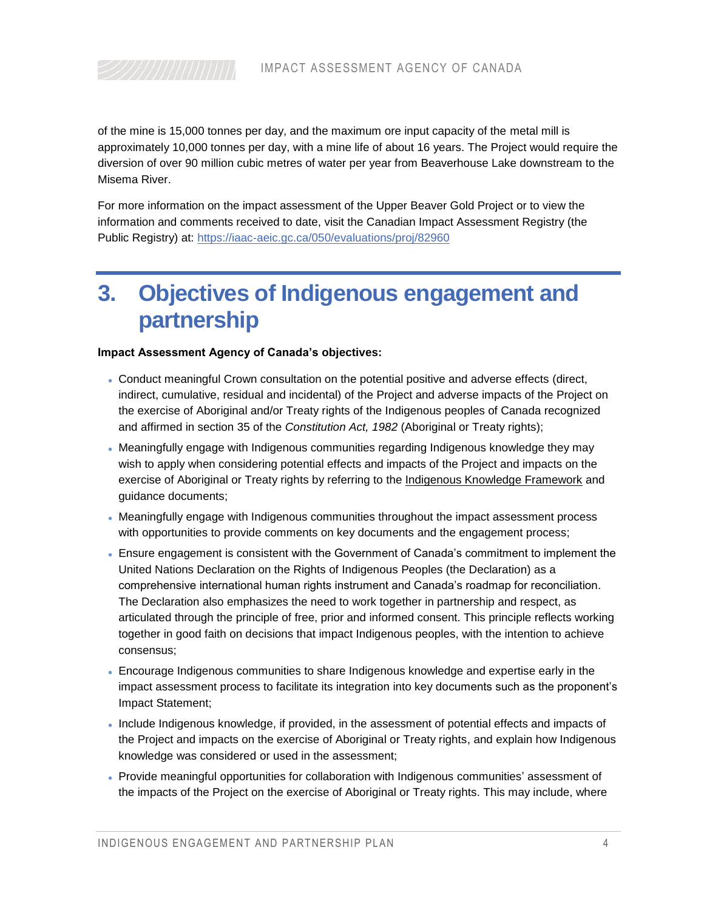of the mine is 15,000 tonnes per day, and the maximum ore input capacity of the metal mill is approximately 10,000 tonnes per day, with a mine life of about 16 years. The Project would require the diversion of over 90 million cubic metres of water per year from Beaverhouse Lake downstream to the Misema River.

For more information on the impact assessment of the Upper Beaver Gold Project or to view the information and comments received to date, visit the Canadian Impact Assessment Registry (the Public Registry) at: https://iaac-aeic.gc.ca/050/evaluations/proj/82960

# 3. Objectives of Indigenous engagement and partnership

**Impact Assessment Agency of Canada's objectives:**

- Conduct meaningful Crown consultation on the potential positive and adverse effects (direct, indirect, cumulative, residual and incidental) of the Project and adverse impacts of the Project on the exercise of Aboriginal and/or Treaty rights of the Indigenous peoples of Canada recognized and affirmed in section 35 of the *Constitution Act, 1982* (Aboriginal or Treaty rights);
- Meaningfully engage with Indigenous communities regarding Indigenous knowledge they may wish to apply when considering potential effects and impacts of the Project and impacts on the exercise of Aboriginal or Treaty rights by referring to the Indigenous Knowledge Framework and guidance documents;
- Meaningfully engage with Indigenous communities throughout the impact assessment process with opportunities to provide comments on key documents and the engagement process;
- Ensure engagement is consistent with the Government of Canada's commitment to implement the United Nations Declaration on the Rights of Indigenous Peoples (the Declaration) as a comprehensive international human rights instrument and Canada's roadmap for reconciliation. The Declaration also emphasizes the need to work together in partnership and respect, as articulated through the principle of free, prior and informed consent. This principle reflects working together in good faith on decisions that impact Indigenous peoples, with the intention to achieve consensus;
- Encourage Indigenous communities to share Indigenous knowledge and expertise early in the impact assessment process to facilitate its integration into key documents such as the proponent's Impact Statement;
- Include Indigenous knowledge, if provided, in the assessment of potential effects and impacts of the Project and impacts on the exercise of Aboriginal or Treaty rights, and explain how Indigenous knowledge was considered or used in the assessment;
- Provide meaningful opportunities for collaboration with Indigenous communities' assessment of the impacts of the Project on the exercise of Aboriginal or Treaty rights. This may include, where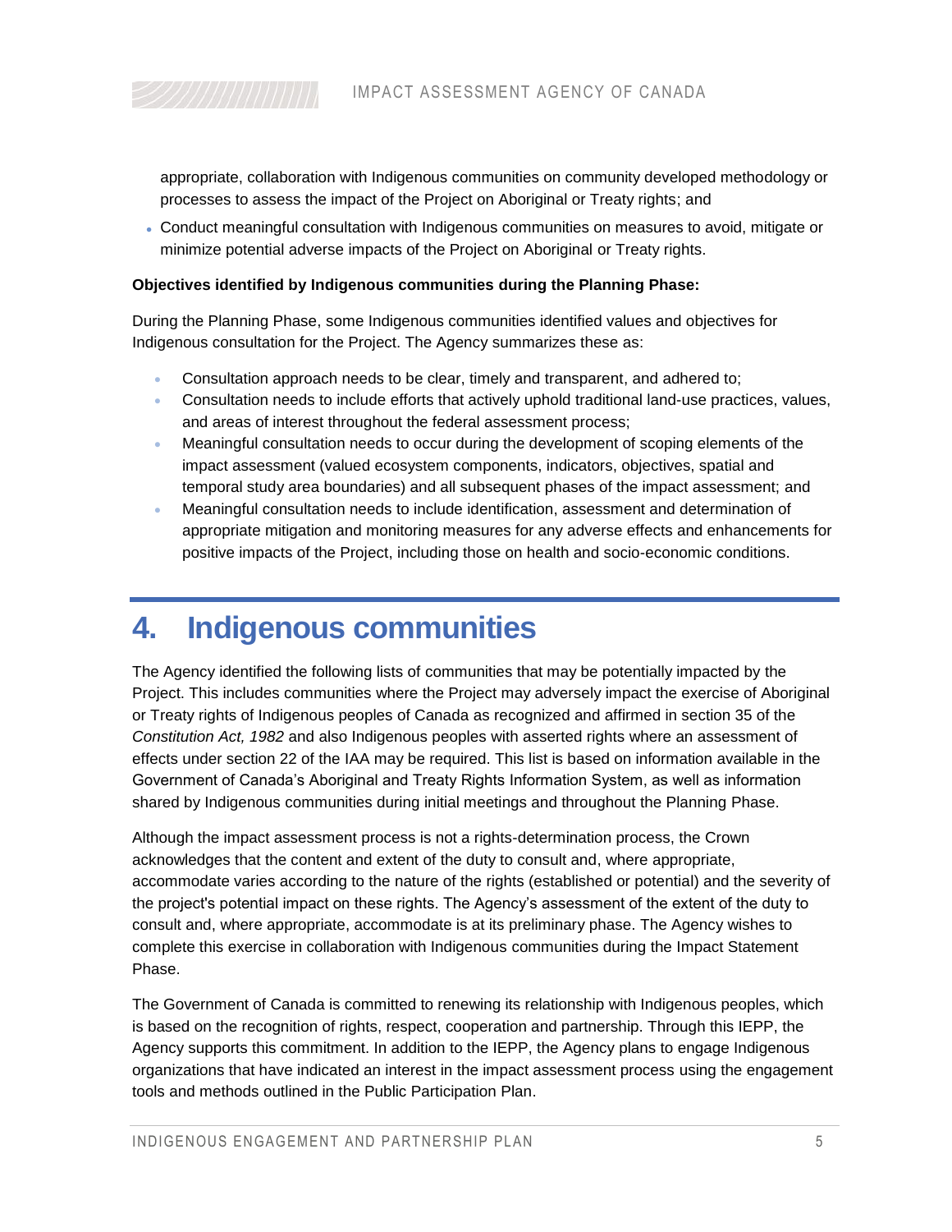appropriate, collaboration with Indigenous communities on community developed methodology or processes to assess the impact of the Project on Aboriginal or Treaty rights; and

- Conduct meaningful consultation with Indigenous communities on measures to avoid, mitigate or minimize potential adverse impacts of the Project on Aboriginal or Treaty rights.

**Objectives identified by Indigenous communities during the Planning Phase:**

During the Planning Phase, some Indigenous communities identified values and objectives for Indigenous consultation for the Project. The Agency summarizes these as:

- Consultation approach needs to be clear, timely and transparent, and adhered to;
- Consultation needs to include efforts that actively uphold traditional land-use practices, values, and areas of interest throughout the federal assessment process;
- Meaningful consultation needs to occur during the development of scoping elements of the impact assessment (valued ecosystem components, indicators, objectives, spatial and temporal study area boundaries) and all subsequent phases of the impact assessment; and
- Meaningful consultation needs to include identification, assessment and determination of appropriate mitigation and monitoring measures for any adverse effects and enhancements for positive impacts of the Project, including those on health and socio-economic conditions.

# 4. Indigenous communities

The Agency identified the following lists of communities that may be potentially impacted by the Project. This includes communities where the Project may adversely impact the exercise of Aboriginal or Treaty rights of Indigenous peoples of Canada as recognized and affirmed in section 35 of the *Constitution Act, 1982* and also Indigenous peoples with asserted rights where an assessment of effects under section 22 of the IAA may be required. This list is based on information available in the Government of Canada's Aboriginal and Treaty Rights Information System, as well as information shared by Indigenous communities during initial meetings and throughout the Planning Phase.

Although the impact assessment process is not a rights-determination process, the Crown acknowledges that the content and extent of the duty to consult and, where appropriate, accommodate varies according to the nature of the rights (established or potential) and the severity of the project's potential impact on these rights. The Agency's assessment of the extent of the duty to consult and, where appropriate, accommodate is at its preliminary phase. The Agency wishes to complete this exercise in collaboration with Indigenous communities during the Impact Statement Phase.

The Government of Canada is committed to renewing its relationship with Indigenous peoples, which is based on the recognition of rights, respect, cooperation and partnership. Through this IEPP, the Agency supports this commitment. In addition to the IEPP, the Agency plans to engage Indigenous organizations that have indicated an interest in the impact assessment process using the engagement tools and methods outlined in the Public Participation Plan.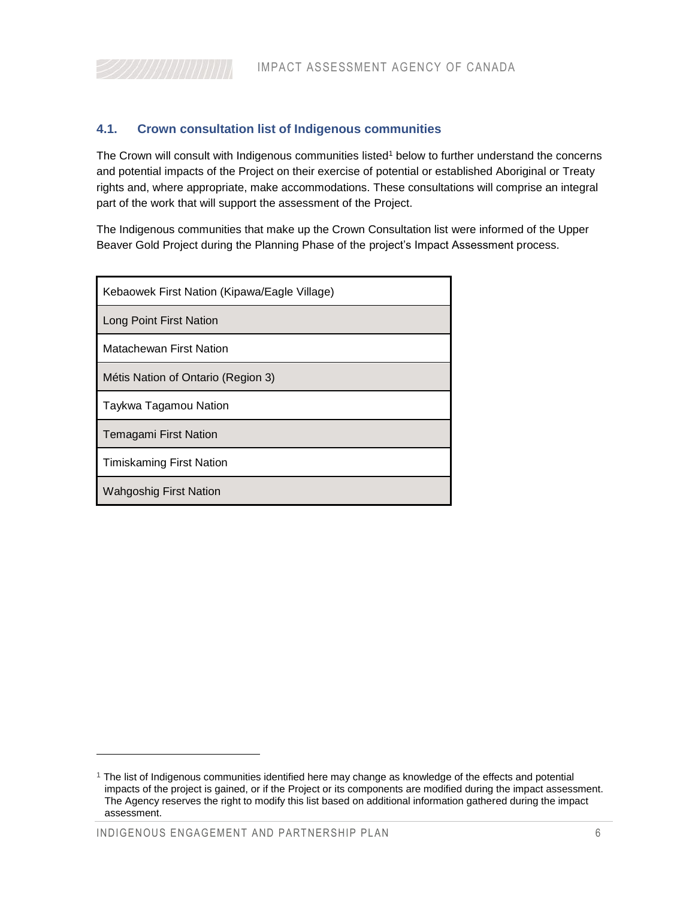## 4.1. Crown consultation list of Indigenous communities

The Crown will consult with Indigenous communities listed[1] below to further understand the concerns and potential impacts of the Project on their exercise of potential or established Aboriginal or Treaty rights and, where appropriate, make accommodations. These consultations will comprise an integral part of the work that will support the assessment of the Project.

The Indigenous communities that make up the Crown Consultation list were informed of the Upper Beaver Gold Project during the Planning Phase of the project's Impact Assessment process.

| Kebaowek First Nation (Kipawa/Eagle Village) |
|---|
| Long Point First Nation |
| Matachewan First Nation |
| Métis Nation of Ontario (Region 3) |
| Taykwa Tagamou Nation |
| Temagami First Nation |
| Timiskaming First Nation |
| Wahgoshig First Nation |

[1] The list of Indigenous communities identified here may change as knowledge of the effects and potential impacts of the project is gained, or if the Project or its components are modified during the impact assessment. The Agency reserves the right to modify this list based on additional information gathered during the impact assessment.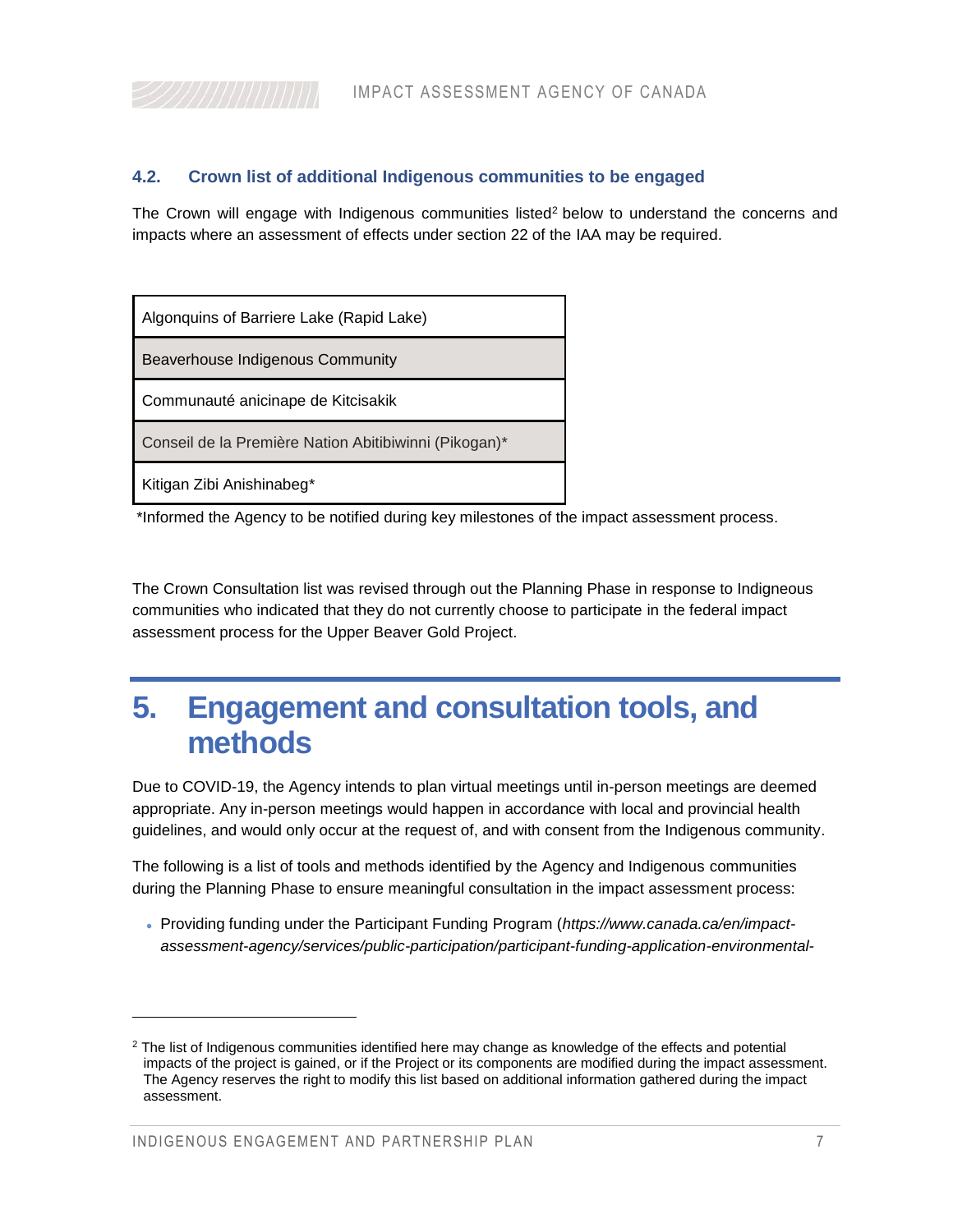### 4.2. Crown list of additional Indigenous communities to be engaged

The Crown will engage with Indigenous communities listed[2] below to understand the concerns and impacts where an assessment of effects under section 22 of the IAA may be required.

| Algonquins of Barriere Lake (Rapid Lake) |
|---|
| Beaverhouse Indigenous Community |
| Communauté anicinape de Kitcisakik |
| Conseil de la Première Nation Abitibiwinni (Pikogan)* |
| Kitigan Zibi Anishinabeg* |

*Informed the Agency to be notified during key milestones of the impact assessment process.

The Crown Consultation list was revised through out the Planning Phase in response to Indigneous communities who indicated that they do not currently choose to participate in the federal impact assessment process for the Upper Beaver Gold Project.

# 5. Engagement and consultation tools, and methods

Due to COVID-19, the Agency intends to plan virtual meetings until in-person meetings are deemed appropriate. Any in-person meetings would happen in accordance with local and provincial health guidelines, and would only occur at the request of, and with consent from the Indigenous community.

The following is a list of tools and methods identified by the Agency and Indigenous communities during the Planning Phase to ensure meaningful consultation in the impact assessment process:

- Providing funding under the Participant Funding Program (*https://www.canada.ca/en/impact-assessment-agency/services/public-participation/participant-funding-application-environmental-*

[2] The list of Indigenous communities identified here may change as knowledge of the effects and potential impacts of the project is gained, or if the Project or its components are modified during the impact assessment. The Agency reserves the right to modify this list based on additional information gathered during the impact assessment.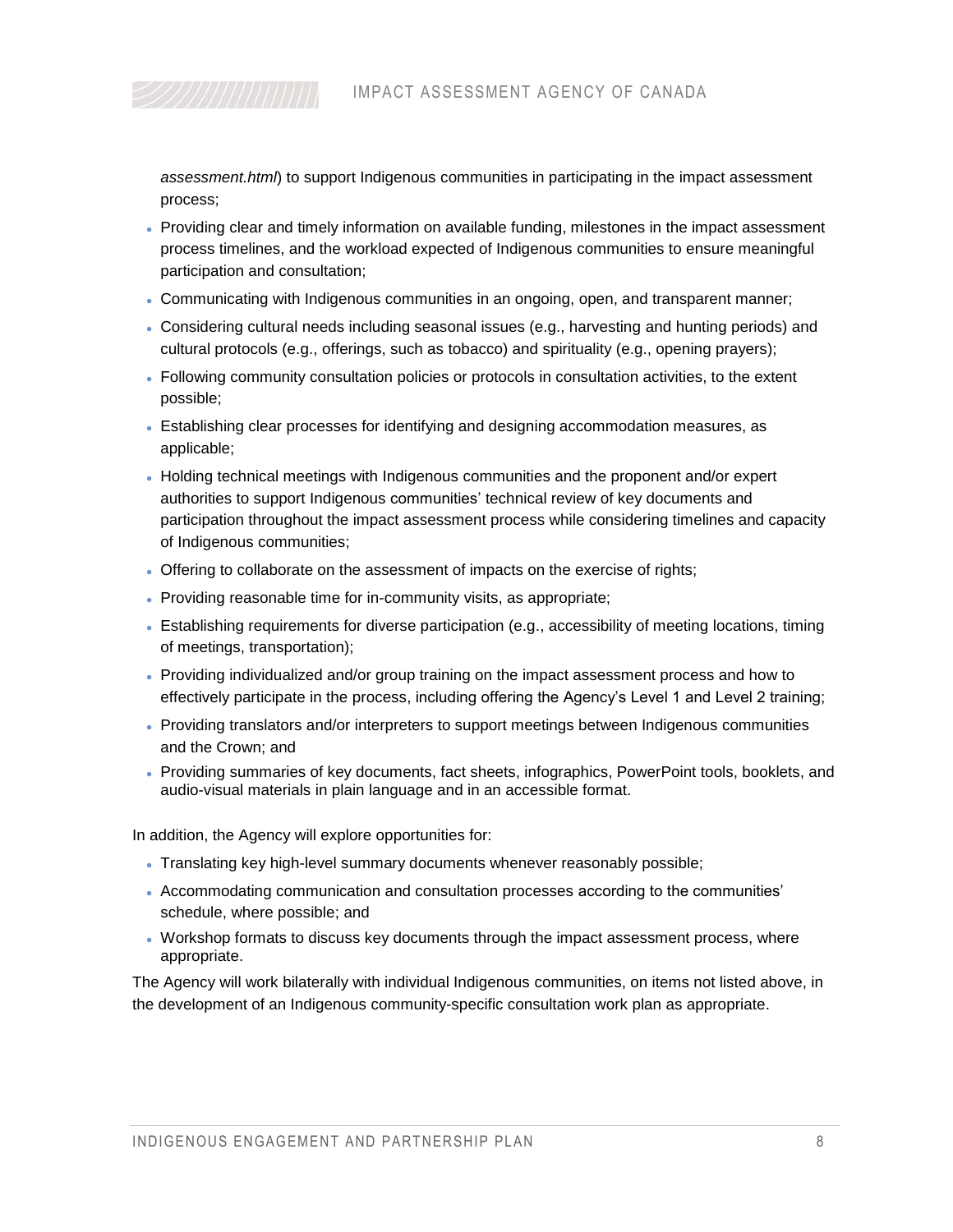*assessment.html*) to support Indigenous communities in participating in the impact assessment process;

- Providing clear and timely information on available funding, milestones in the impact assessment process timelines, and the workload expected of Indigenous communities to ensure meaningful participation and consultation;
- Communicating with Indigenous communities in an ongoing, open, and transparent manner;
- Considering cultural needs including seasonal issues (e.g., harvesting and hunting periods) and cultural protocols (e.g., offerings, such as tobacco) and spirituality (e.g., opening prayers);
- Following community consultation policies or protocols in consultation activities, to the extent possible;
- Establishing clear processes for identifying and designing accommodation measures, as applicable;
- Holding technical meetings with Indigenous communities and the proponent and/or expert authorities to support Indigenous communities' technical review of key documents and participation throughout the impact assessment process while considering timelines and capacity of Indigenous communities;
- Offering to collaborate on the assessment of impacts on the exercise of rights;
- Providing reasonable time for in-community visits, as appropriate;
- Establishing requirements for diverse participation (e.g., accessibility of meeting locations, timing of meetings, transportation);
- Providing individualized and/or group training on the impact assessment process and how to effectively participate in the process, including offering the Agency's Level 1 and Level 2 training;
- Providing translators and/or interpreters to support meetings between Indigenous communities and the Crown; and
- Providing summaries of key documents, fact sheets, infographics, PowerPoint tools, booklets, and audio-visual materials in plain language and in an accessible format.

In addition, the Agency will explore opportunities for:

- Translating key high-level summary documents whenever reasonably possible;
- Accommodating communication and consultation processes according to the communities' schedule, where possible; and
- Workshop formats to discuss key documents through the impact assessment process, where appropriate.

The Agency will work bilaterally with individual Indigenous communities, on items not listed above, in the development of an Indigenous community-specific consultation work plan as appropriate.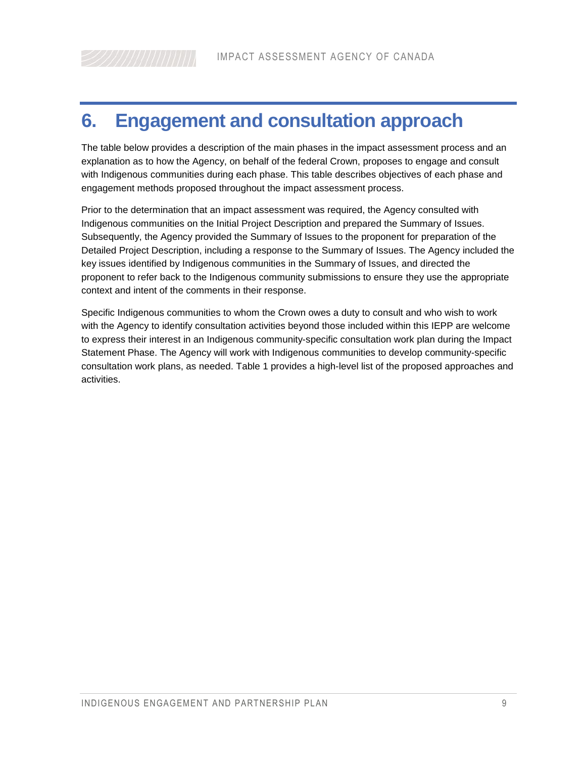# 6. Engagement and consultation approach

The table below provides a description of the main phases in the impact assessment process and an explanation as to how the Agency, on behalf of the federal Crown, proposes to engage and consult with Indigenous communities during each phase. This table describes objectives of each phase and engagement methods proposed throughout the impact assessment process.

Prior to the determination that an impact assessment was required, the Agency consulted with Indigenous communities on the Initial Project Description and prepared the Summary of Issues. Subsequently, the Agency provided the Summary of Issues to the proponent for preparation of the Detailed Project Description, including a response to the Summary of Issues. The Agency included the key issues identified by Indigenous communities in the Summary of Issues, and directed the proponent to refer back to the Indigenous community submissions to ensure they use the appropriate context and intent of the comments in their response.

Specific Indigenous communities to whom the Crown owes a duty to consult and who wish to work with the Agency to identify consultation activities beyond those included within this IEPP are welcome to express their interest in an Indigenous community-specific consultation work plan during the Impact Statement Phase. The Agency will work with Indigenous communities to develop community-specific consultation work plans, as needed. Table 1 provides a high-level list of the proposed approaches and activities.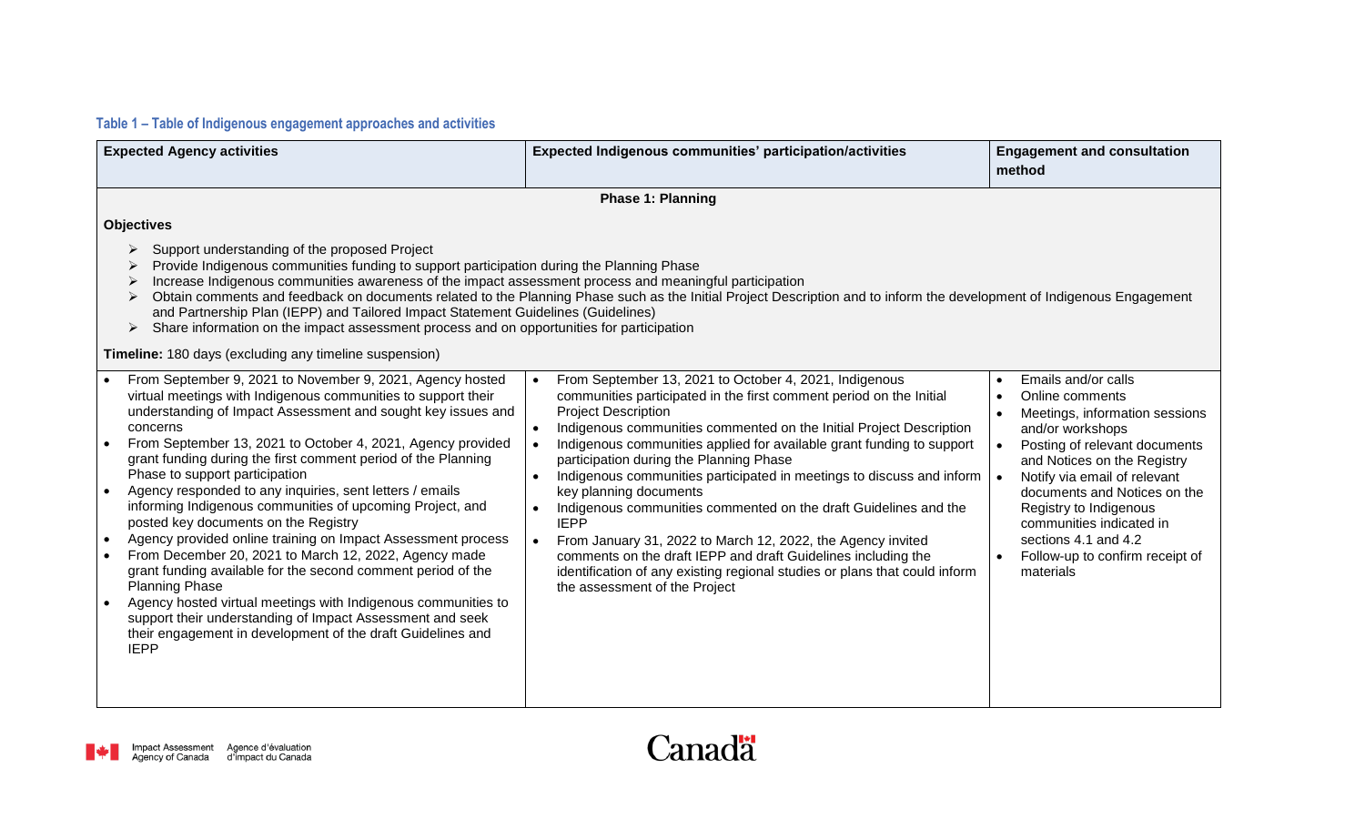**Table 1 – Table of Indigenous engagement approaches and activities**

| Expected Agency activities | Expected Indigenous communities' participation/activities | Engagement and consultation method |
|---|---|---|
| **Phase 1: Planning** | | |
| **Objectives**<br>➢ Support understanding of the proposed Project<br>➢ Provide Indigenous communities funding to support participation during the Planning Phase<br>➢ Increase Indigenous communities awareness of the impact assessment process and meaningful participation<br>➢ Obtain comments and feedback on documents related to the Planning Phase such as the Initial Project Description and to inform the development of Indigenous Engagement and Partnership Plan (IEPP) and Tailored Impact Statement Guidelines (Guidelines)<br>➢ Share information on the impact assessment process and on opportunities for participation<br>**Timeline:** 180 days (excluding any timeline suspension) | | |
| • From September 9, 2021 to November 9, 2021, Agency hosted virtual meetings with Indigenous communities to support their understanding of Impact Assessment and sought key issues and concerns<br>• From September 13, 2021 to October 4, 2021, Agency provided grant funding during the first comment period of the Planning Phase to support participation<br>• Agency responded to any inquiries, sent letters / emails informing Indigenous communities of upcoming Project, and posted key documents on the Registry<br>• Agency provided online training on Impact Assessment process<br>• From December 20, 2021 to March 12, 2022, Agency made grant funding available for the second comment period of the Planning Phase<br>• Agency hosted virtual meetings with Indigenous communities to support their understanding of Impact Assessment and seek their engagement in development of the draft Guidelines and IEPP | • From September 13, 2021 to October 4, 2021, Indigenous communities participated in the first comment period on the Initial Project Description<br>• Indigenous communities commented on the Initial Project Description<br>• Indigenous communities applied for available grant funding to support participation during the Planning Phase<br>• Indigenous communities participated in meetings to discuss and inform key planning documents<br>• Indigenous communities commented on the draft Guidelines and the IEPP<br>• From January 31, 2022 to March 12, 2022, the Agency invited comments on the draft IEPP and draft Guidelines including the identification of any existing regional studies or plans that could inform the assessment of the Project | • Emails and/or calls<br>• Online comments<br>• Meetings, information sessions and/or workshops<br>• Posting of relevant documents and Notices on the Registry<br>• Notify via email of relevant documents and Notices on the Registry to Indigenous communities indicated in sections 4.1 and 4.2<br>• Follow-up to confirm receipt of materials |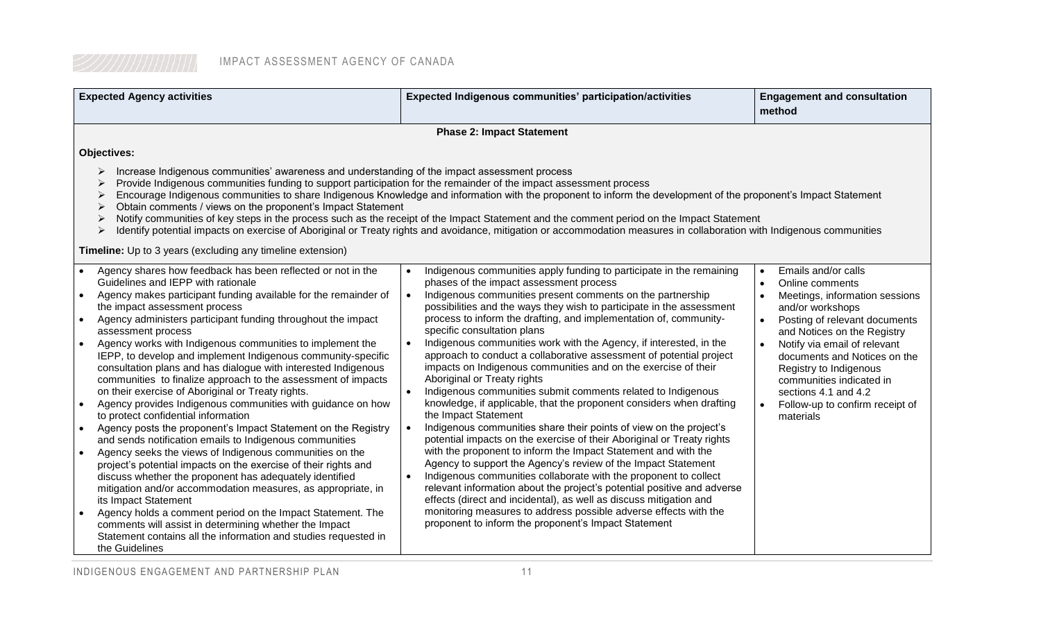| Expected Agency activities | Expected Indigenous communities' participation/activities | Engagement and consultation method |
|---|---|---|
| **Phase 2: Impact Statement** | | |
| **Objectives:**<br>➢ Increase Indigenous communities' awareness and understanding of the impact assessment process<br>➢ Provide Indigenous communities funding to support participation for the remainder of the impact assessment process<br>➢ Encourage Indigenous communities to share Indigenous Knowledge and information with the proponent to inform the development of the proponent's Impact Statement<br>➢ Obtain comments / views on the proponent's Impact Statement<br>➢ Notify communities of key steps in the process such as the receipt of the Impact Statement and the comment period on the Impact Statement<br>➢ Identify potential impacts on exercise of Aboriginal or Treaty rights and avoidance, mitigation or accommodation measures in collaboration with Indigenous communities<br><br>**Timeline:** Up to 3 years (excluding any timeline extension) | | |
| • Agency shares how feedback has been reflected or not in the Guidelines and IEPP with rationale<br>• Agency makes participant funding available for the remainder of the impact assessment process<br>• Agency administers participant funding throughout the impact assessment process<br>• Agency works with Indigenous communities to implement the IEPP, to develop and implement Indigenous community-specific consultation plans and has dialogue with interested Indigenous communities to finalize approach to the assessment of impacts on their exercise of Aboriginal or Treaty rights.<br>• Agency provides Indigenous communities with guidance on how to protect confidential information<br>• Agency posts the proponent's Impact Statement on the Registry and sends notification emails to Indigenous communities<br>• Agency seeks the views of Indigenous communities on the project's potential impacts on the exercise of their rights and discuss whether the proponent has adequately identified mitigation and/or accommodation measures, as appropriate, in its Impact Statement<br>• Agency holds a comment period on the Impact Statement. The comments will assist in determining whether the Impact Statement contains all the information and studies requested in the Guidelines | • Indigenous communities apply funding to participate in the remaining phases of the impact assessment process<br>• Indigenous communities present comments on the partnership possibilities and the ways they wish to participate in the assessment process to inform the drafting, and implementation of, community-specific consultation plans<br>• Indigenous communities work with the Agency, if interested, in the approach to conduct a collaborative assessment of potential project impacts on Indigenous communities and on the exercise of their Aboriginal or Treaty rights<br>• Indigenous communities submit comments related to Indigenous knowledge, if applicable, that the proponent considers when drafting the Impact Statement<br>• Indigenous communities share their points of view on the project's potential impacts on the exercise of their Aboriginal or Treaty rights with the proponent to inform the Impact Statement and with the Agency to support the Agency's review of the Impact Statement<br>• Indigenous communities collaborate with the proponent to collect relevant information about the project's potential positive and adverse effects (direct and incidental), as well as discuss mitigation and monitoring measures to address possible adverse effects with the proponent to inform the proponent's Impact Statement | • Emails and/or calls<br>• Online comments<br>• Meetings, information sessions and/or workshops<br>• Posting of relevant documents and Notices on the Registry<br>• Notify via email of relevant documents and Notices on the Registry to Indigenous communities indicated in sections 4.1 and 4.2<br>• Follow-up to confirm receipt of materials |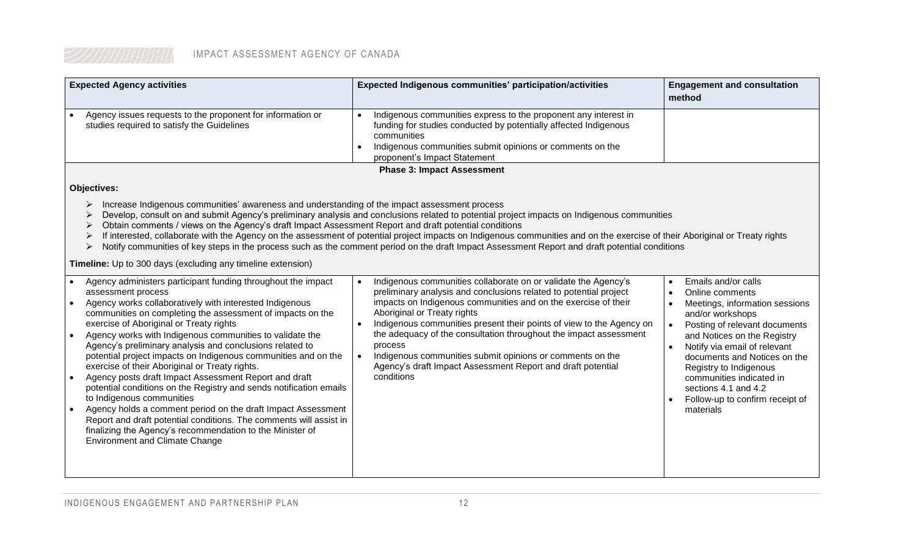| Expected Agency activities | Expected Indigenous communities' participation/activities | Engagement and consultation method |
|---|---|---|
| • Agency issues requests to the proponent for information or studies required to satisfy the Guidelines | • Indigenous communities express to the proponent any interest in funding for studies conducted by potentially affected Indigenous communities<br>• Indigenous communities submit opinions or comments on the proponent's Impact Statement | |
| **Phase 3: Impact Assessment** | | |
| **Objectives:**<br>➢ Increase Indigenous communities' awareness and understanding of the impact assessment process<br>➢ Develop, consult on and submit Agency's preliminary analysis and conclusions related to potential project impacts on Indigenous communities<br>➢ Obtain comments / views on the Agency's draft Impact Assessment Report and draft potential conditions<br>➢ If interested, collaborate with the Agency on the assessment of potential project impacts on Indigenous communities and on the exercise of their Aboriginal or Treaty rights<br>➢ Notify communities of key steps in the process such as the comment period on the draft Impact Assessment Report and draft potential conditions<br>**Timeline:** Up to 300 days (excluding any timeline extension) | | |
| • Agency administers participant funding throughout the impact assessment process<br>• Agency works collaboratively with interested Indigenous communities on completing the assessment of impacts on the exercise of Aboriginal or Treaty rights<br>• Agency works with Indigenous communities to validate the Agency's preliminary analysis and conclusions related to potential project impacts on Indigenous communities and on the exercise of their Aboriginal or Treaty rights.<br>• Agency posts draft Impact Assessment Report and draft potential conditions on the Registry and sends notification emails to Indigenous communities<br>• Agency holds a comment period on the draft Impact Assessment Report and draft potential conditions. The comments will assist in finalizing the Agency's recommendation to the Minister of Environment and Climate Change | • Indigenous communities collaborate on or validate the Agency's preliminary analysis and conclusions related to potential project impacts on Indigenous communities and on the exercise of their Aboriginal or Treaty rights<br>• Indigenous communities present their points of view to the Agency on the adequacy of the consultation throughout the impact assessment process<br>• Indigenous communities submit opinions or comments on the Agency's draft Impact Assessment Report and draft potential conditions | • Emails and/or calls<br>• Online comments<br>• Meetings, information sessions and/or workshops<br>• Posting of relevant documents and Notices on the Registry<br>• Notify via email of relevant documents and Notices on the Registry to Indigenous communities indicated in sections 4.1 and 4.2<br>• Follow-up to confirm receipt of materials |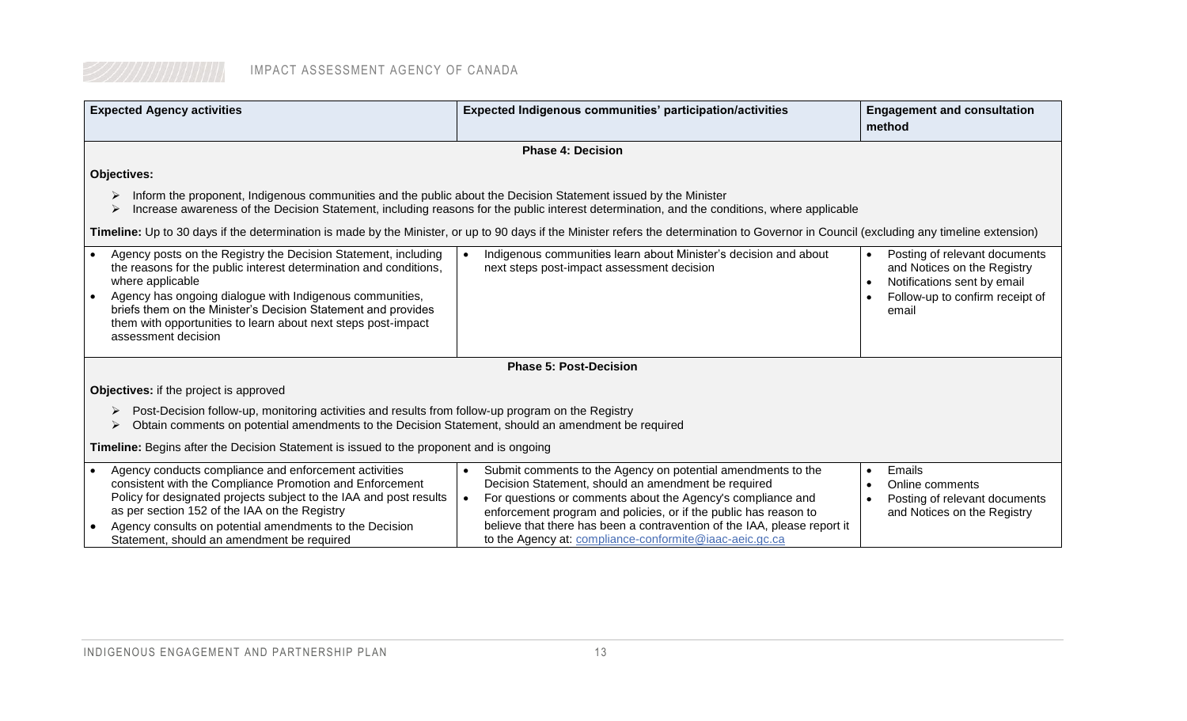| Expected Agency activities | Expected Indigenous communities' participation/activities | Engagement and consultation method |
|---|---|---|
| **Phase 4: Decision** | | |
| **Objectives:**<br>➢ Inform the proponent, Indigenous communities and the public about the Decision Statement issued by the Minister<br>➢ Increase awareness of the Decision Statement, including reasons for the public interest determination, and the conditions, where applicable<br><br>**Timeline:** Up to 30 days if the determination is made by the Minister, or up to 90 days if the Minister refers the determination to Governor in Council (excluding any timeline extension) | | |
| • Agency posts on the Registry the Decision Statement, including the reasons for the public interest determination and conditions, where applicable<br>• Agency has ongoing dialogue with Indigenous communities, briefs them on the Minister's Decision Statement and provides them with opportunities to learn about next steps post-impact assessment decision | • Indigenous communities learn about Minister's decision and about next steps post-impact assessment decision | • Posting of relevant documents and Notices on the Registry<br>• Notifications sent by email<br>• Follow-up to confirm receipt of email |
| **Phase 5: Post-Decision** | | |
| **Objectives:** if the project is approved<br>➢ Post-Decision follow-up, monitoring activities and results from follow-up program on the Registry<br>➢ Obtain comments on potential amendments to the Decision Statement, should an amendment be required<br><br>**Timeline:** Begins after the Decision Statement is issued to the proponent and is ongoing | | |
| • Agency conducts compliance and enforcement activities consistent with the Compliance Promotion and Enforcement Policy for designated projects subject to the IAA and post results as per section 152 of the IAA on the Registry<br>• Agency consults on potential amendments to the Decision Statement, should an amendment be required | • Submit comments to the Agency on potential amendments to the Decision Statement, should an amendment be required<br>• For questions or comments about the Agency's compliance and enforcement program and policies, or if the public has reason to believe that there has been a contravention of the IAA, please report it to the Agency at: compliance-conformite@iaac-aeic.gc.ca | • Emails<br>• Online comments<br>• Posting of relevant documents and Notices on the Registry |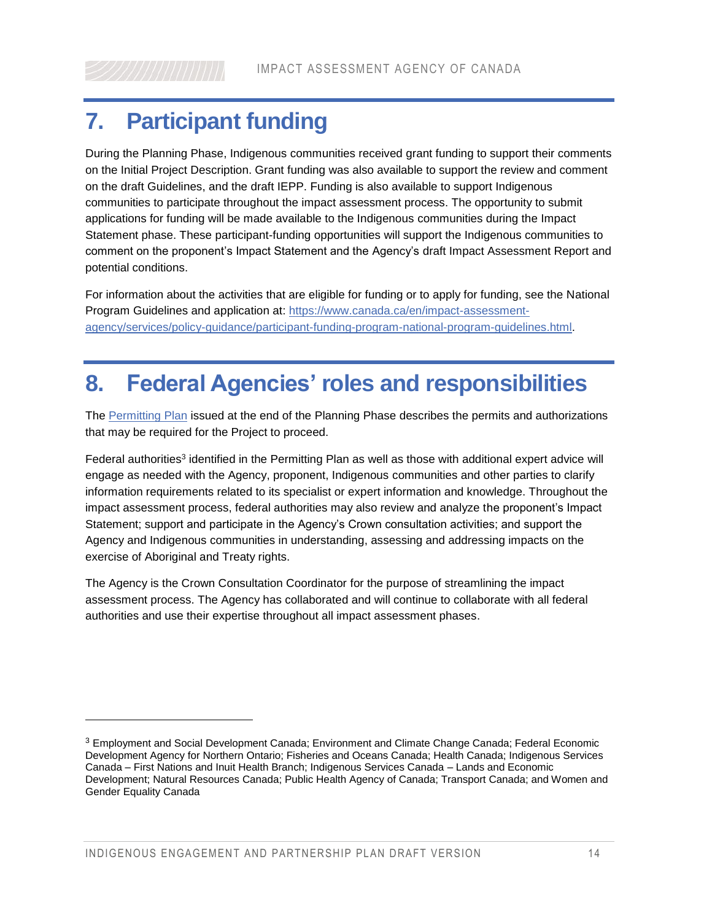# 7. Participant funding

During the Planning Phase, Indigenous communities received grant funding to support their comments on the Initial Project Description. Grant funding was also available to support the review and comment on the draft Guidelines, and the draft IEPP. Funding is also available to support Indigenous communities to participate throughout the impact assessment process. The opportunity to submit applications for funding will be made available to the Indigenous communities during the Impact Statement phase. These participant-funding opportunities will support the Indigenous communities to comment on the proponent's Impact Statement and the Agency's draft Impact Assessment Report and potential conditions.

For information about the activities that are eligible for funding or to apply for funding, see the National Program Guidelines and application at: https://www.canada.ca/en/impact-assessment-agency/services/policy-guidance/participant-funding-program-national-program-guidelines.html.

# 8. Federal Agencies' roles and responsibilities

The Permitting Plan issued at the end of the Planning Phase describes the permits and authorizations that may be required for the Project to proceed.

Federal authorities[3] identified in the Permitting Plan as well as those with additional expert advice will engage as needed with the Agency, proponent, Indigenous communities and other parties to clarify information requirements related to its specialist or expert information and knowledge. Throughout the impact assessment process, federal authorities may also review and analyze the proponent's Impact Statement; support and participate in the Agency's Crown consultation activities; and support the Agency and Indigenous communities in understanding, assessing and addressing impacts on the exercise of Aboriginal and Treaty rights.

The Agency is the Crown Consultation Coordinator for the purpose of streamlining the impact assessment process. The Agency has collaborated and will continue to collaborate with all federal authorities and use their expertise throughout all impact assessment phases.

[3] Employment and Social Development Canada; Environment and Climate Change Canada; Federal Economic Development Agency for Northern Ontario; Fisheries and Oceans Canada; Health Canada; Indigenous Services Canada – First Nations and Inuit Health Branch; Indigenous Services Canada – Lands and Economic Development; Natural Resources Canada; Public Health Agency of Canada; Transport Canada; and Women and Gender Equality Canada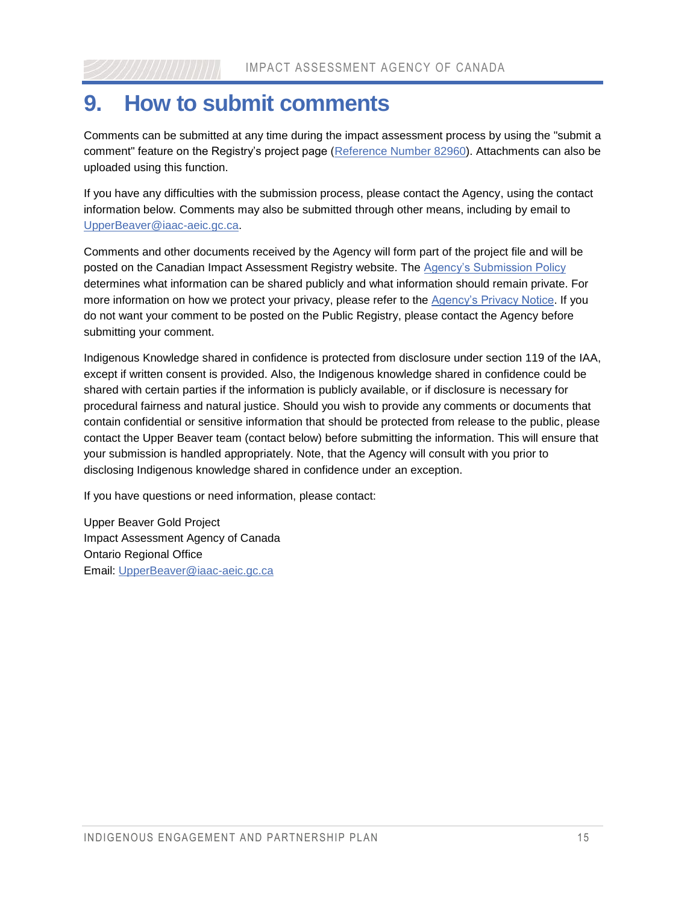# 9. How to submit comments

Comments can be submitted at any time during the impact assessment process by using the "submit a comment" feature on the Registry's project page (Reference Number 82960). Attachments can also be uploaded using this function.

If you have any difficulties with the submission process, please contact the Agency, using the contact information below. Comments may also be submitted through other means, including by email to UpperBeaver@iaac-aeic.gc.ca.

Comments and other documents received by the Agency will form part of the project file and will be posted on the Canadian Impact Assessment Registry website. The Agency's Submission Policy determines what information can be shared publicly and what information should remain private. For more information on how we protect your privacy, please refer to the Agency's Privacy Notice. If you do not want your comment to be posted on the Public Registry, please contact the Agency before submitting your comment.

Indigenous Knowledge shared in confidence is protected from disclosure under section 119 of the IAA, except if written consent is provided. Also, the Indigenous knowledge shared in confidence could be shared with certain parties if the information is publicly available, or if disclosure is necessary for procedural fairness and natural justice. Should you wish to provide any comments or documents that contain confidential or sensitive information that should be protected from release to the public, please contact the Upper Beaver team (contact below) before submitting the information. This will ensure that your submission is handled appropriately. Note, that the Agency will consult with you prior to disclosing Indigenous knowledge shared in confidence under an exception.

If you have questions or need information, please contact:

Upper Beaver Gold Project
Impact Assessment Agency of Canada
Ontario Regional Office
Email: UpperBeaver@iaac-aeic.gc.ca